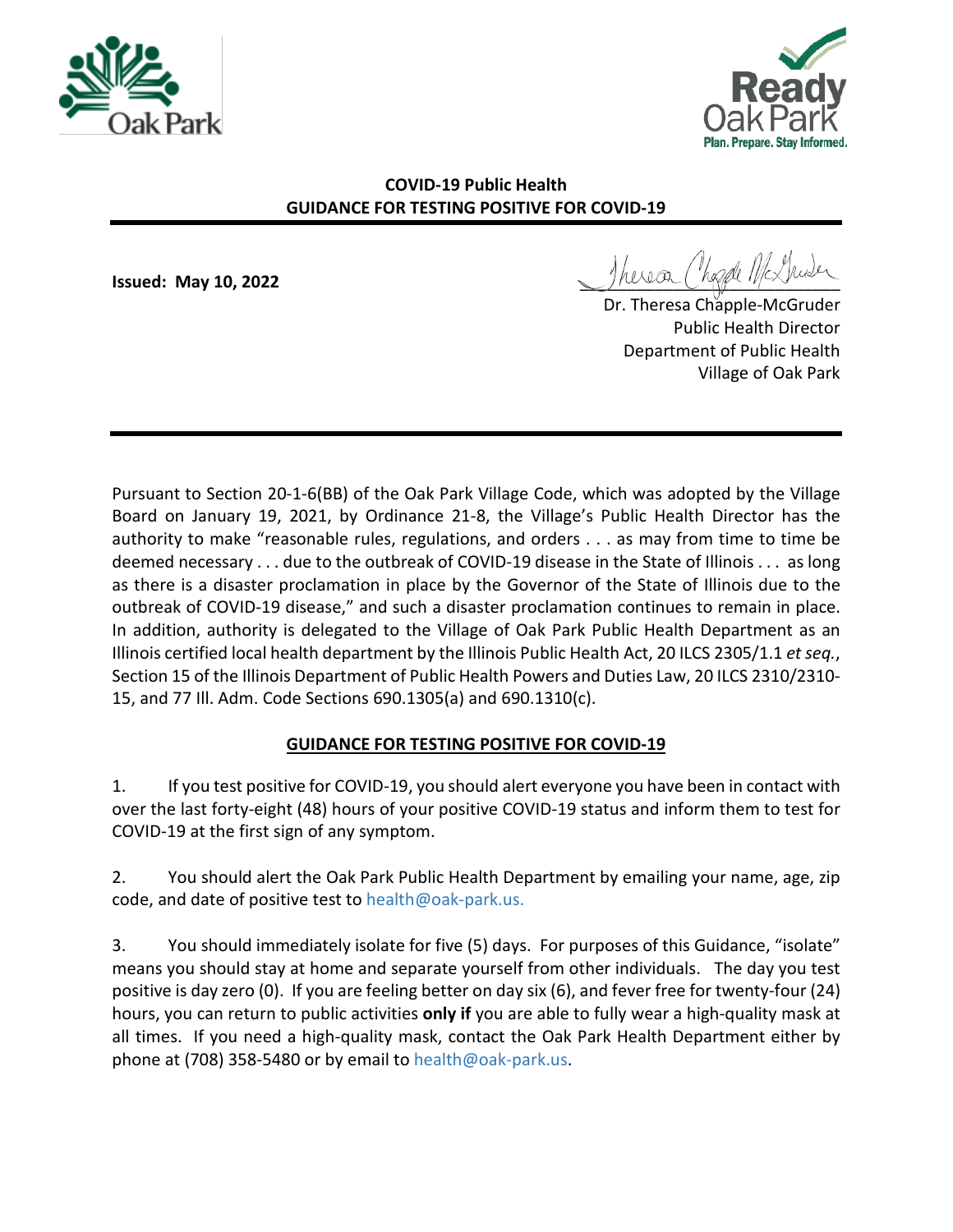**COVID-19 Public Health**
**GUIDANCE FOR TESTING POSITIVE FOR COVID-19**

**Issued: May 10, 2022**

Dr. Theresa Chapple-McGruder
Public Health Director
Department of Public Health
Village of Oak Park

Pursuant to Section 20-1-6(BB) of the Oak Park Village Code, which was adopted by the Village Board on January 19, 2021, by Ordinance 21-8, the Village's Public Health Director has the authority to make "reasonable rules, regulations, and orders . . . as may from time to time be deemed necessary . . . due to the outbreak of COVID-19 disease in the State of Illinois . . . as long as there is a disaster proclamation in place by the Governor of the State of Illinois due to the outbreak of COVID-19 disease," and such a disaster proclamation continues to remain in place. In addition, authority is delegated to the Village of Oak Park Public Health Department as an Illinois certified local health department by the Illinois Public Health Act, 20 ILCS 2305/1.1 *et seq.*, Section 15 of the Illinois Department of Public Health Powers and Duties Law, 20 ILCS 2310/2310-15, and 77 Ill. Adm. Code Sections 690.1305(a) and 690.1310(c).

## GUIDANCE FOR TESTING POSITIVE FOR COVID-19

1. If you test positive for COVID-19, you should alert everyone you have been in contact with over the last forty-eight (48) hours of your positive COVID-19 status and inform them to test for COVID-19 at the first sign of any symptom.

2. You should alert the Oak Park Public Health Department by emailing your name, age, zip code, and date of positive test to health@oak-park.us.

3. You should immediately isolate for five (5) days. For purposes of this Guidance, "isolate" means you should stay at home and separate yourself from other individuals. The day you test positive is day zero (0). If you are feeling better on day six (6), and fever free for twenty-four (24) hours, you can return to public activities **only if** you are able to fully wear a high-quality mask at all times. If you need a high-quality mask, contact the Oak Park Health Department either by phone at (708) 358-5480 or by email to health@oak-park.us.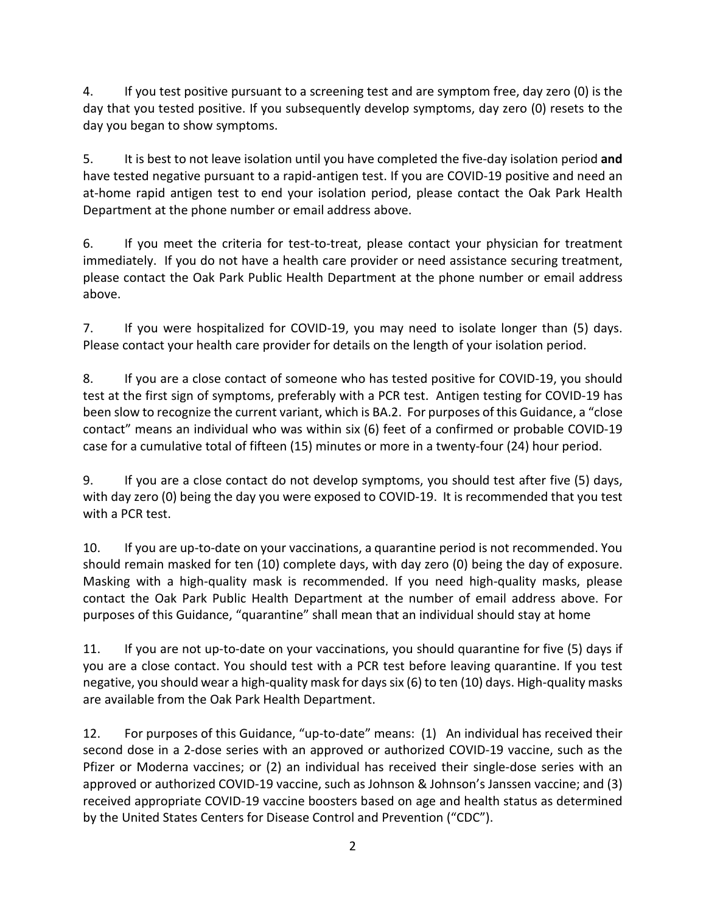4. If you test positive pursuant to a screening test and are symptom free, day zero (0) is the day that you tested positive. If you subsequently develop symptoms, day zero (0) resets to the day you began to show symptoms.

5. It is best to not leave isolation until you have completed the five-day isolation period **and** have tested negative pursuant to a rapid-antigen test. If you are COVID-19 positive and need an at-home rapid antigen test to end your isolation period, please contact the Oak Park Health Department at the phone number or email address above.

6. If you meet the criteria for test-to-treat, please contact your physician for treatment immediately. If you do not have a health care provider or need assistance securing treatment, please contact the Oak Park Public Health Department at the phone number or email address above.

7. If you were hospitalized for COVID-19, you may need to isolate longer than (5) days. Please contact your health care provider for details on the length of your isolation period.

8. If you are a close contact of someone who has tested positive for COVID-19, you should test at the first sign of symptoms, preferably with a PCR test. Antigen testing for COVID-19 has been slow to recognize the current variant, which is BA.2. For purposes of this Guidance, a "close contact" means an individual who was within six (6) feet of a confirmed or probable COVID-19 case for a cumulative total of fifteen (15) minutes or more in a twenty-four (24) hour period.

9. If you are a close contact do not develop symptoms, you should test after five (5) days, with day zero (0) being the day you were exposed to COVID-19. It is recommended that you test with a PCR test.

10. If you are up-to-date on your vaccinations, a quarantine period is not recommended. You should remain masked for ten (10) complete days, with day zero (0) being the day of exposure. Masking with a high-quality mask is recommended. If you need high-quality masks, please contact the Oak Park Public Health Department at the number of email address above. For purposes of this Guidance, "quarantine" shall mean that an individual should stay at home

11. If you are not up-to-date on your vaccinations, you should quarantine for five (5) days if you are a close contact. You should test with a PCR test before leaving quarantine. If you test negative, you should wear a high-quality mask for days six (6) to ten (10) days. High-quality masks are available from the Oak Park Health Department.

12. For purposes of this Guidance, "up-to-date" means: (1) An individual has received their second dose in a 2-dose series with an approved or authorized COVID-19 vaccine, such as the Pfizer or Moderna vaccines; or (2) an individual has received their single-dose series with an approved or authorized COVID-19 vaccine, such as Johnson & Johnson's Janssen vaccine; and (3) received appropriate COVID-19 vaccine boosters based on age and health status as determined by the United States Centers for Disease Control and Prevention ("CDC").